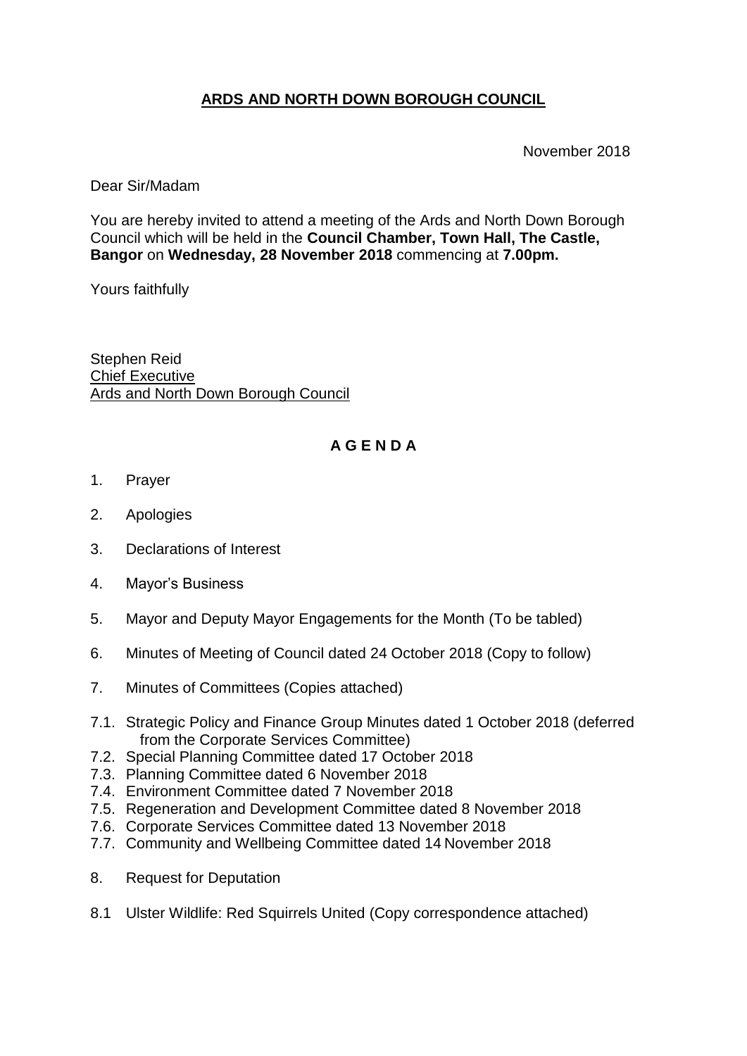# ARDS AND NORTH DOWN BOROUGH COUNCIL

November 2018

Dear Sir/Madam

You are hereby invited to attend a meeting of the Ards and North Down Borough Council which will be held in the **Council Chamber, Town Hall, The Castle, Bangor** on **Wednesday, 28 November 2018** commencing at **7.00pm.**

Yours faithfully

Stephen Reid
Chief Executive
Ards and North Down Borough Council

## A G E N D A

1. Prayer

2. Apologies

3. Declarations of Interest

4. Mayor's Business

5. Mayor and Deputy Mayor Engagements for the Month (To be tabled)

6. Minutes of Meeting of Council dated 24 October 2018 (Copy to follow)

7. Minutes of Committees (Copies attached)

7.1. Strategic Policy and Finance Group Minutes dated 1 October 2018 (deferred from the Corporate Services Committee)
7.2. Special Planning Committee dated 17 October 2018
7.3. Planning Committee dated 6 November 2018
7.4. Environment Committee dated 7 November 2018
7.5. Regeneration and Development Committee dated 8 November 2018
7.6. Corporate Services Committee dated 13 November 2018
7.7. Community and Wellbeing Committee dated 14 November 2018

8. Request for Deputation

8.1 Ulster Wildlife: Red Squirrels United (Copy correspondence attached)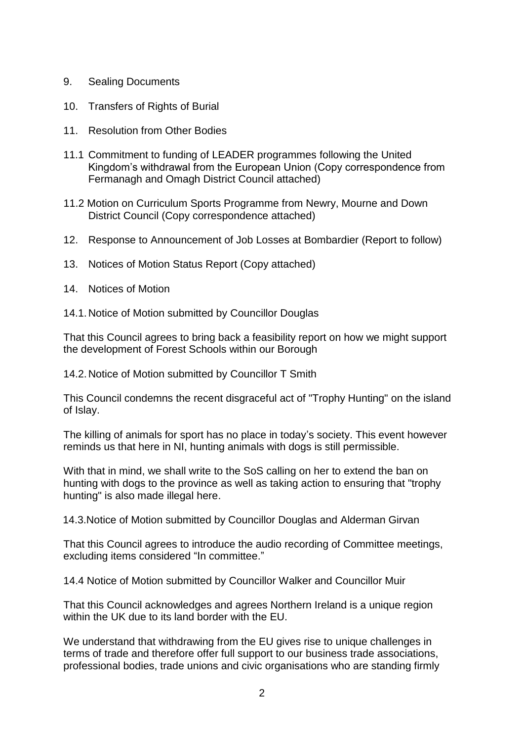9. Sealing Documents

10. Transfers of Rights of Burial

11. Resolution from Other Bodies

11.1 Commitment to funding of LEADER programmes following the United Kingdom's withdrawal from the European Union (Copy correspondence from Fermanagh and Omagh District Council attached)

11.2 Motion on Curriculum Sports Programme from Newry, Mourne and Down District Council (Copy correspondence attached)

12. Response to Announcement of Job Losses at Bombardier (Report to follow)

13. Notices of Motion Status Report (Copy attached)

14. Notices of Motion

14.1. Notice of Motion submitted by Councillor Douglas

That this Council agrees to bring back a feasibility report on how we might support the development of Forest Schools within our Borough

14.2. Notice of Motion submitted by Councillor T Smith

This Council condemns the recent disgraceful act of "Trophy Hunting" on the island of Islay.

The killing of animals for sport has no place in today's society. This event however reminds us that here in NI, hunting animals with dogs is still permissible.

With that in mind, we shall write to the SoS calling on her to extend the ban on hunting with dogs to the province as well as taking action to ensuring that "trophy hunting" is also made illegal here.

14.3. Notice of Motion submitted by Councillor Douglas and Alderman Girvan

That this Council agrees to introduce the audio recording of Committee meetings, excluding items considered "In committee."

14.4 Notice of Motion submitted by Councillor Walker and Councillor Muir

That this Council acknowledges and agrees Northern Ireland is a unique region within the UK due to its land border with the EU.

We understand that withdrawing from the EU gives rise to unique challenges in terms of trade and therefore offer full support to our business trade associations, professional bodies, trade unions and civic organisations who are standing firmly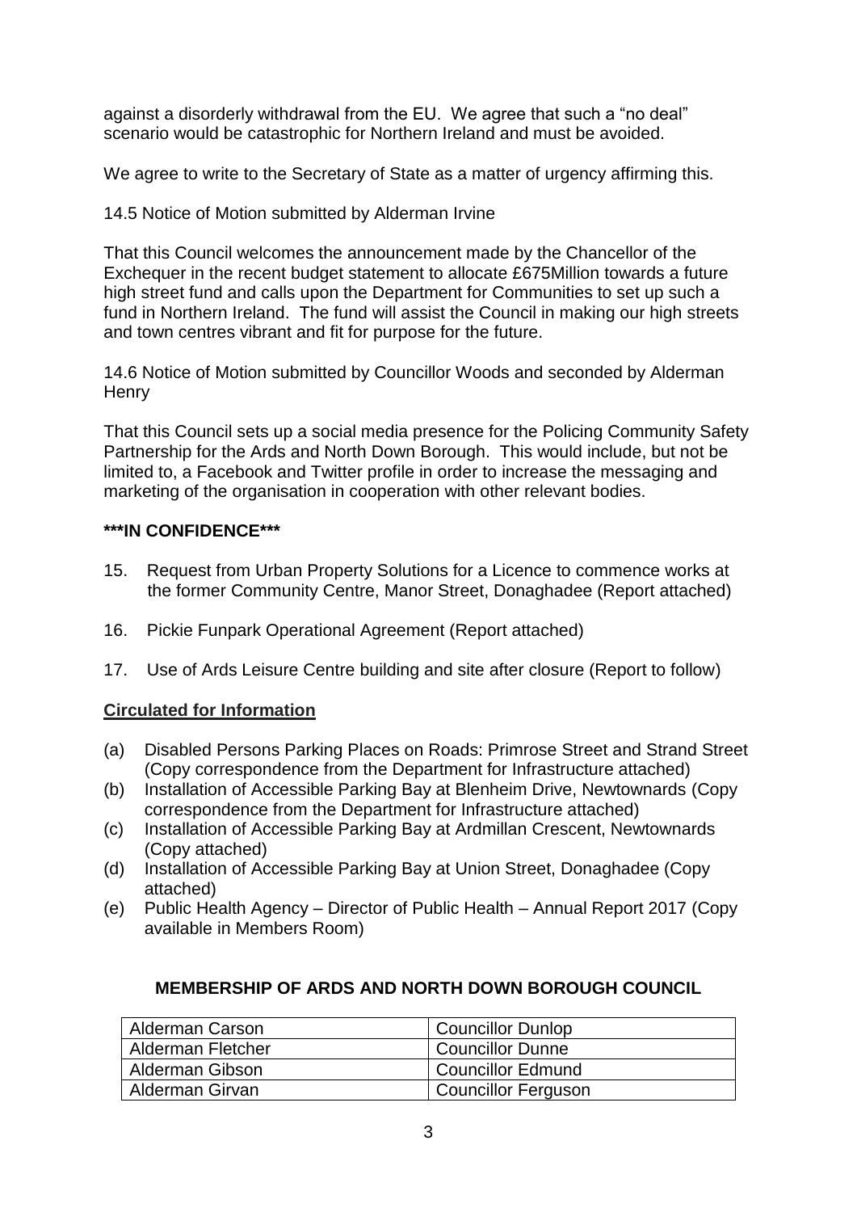against a disorderly withdrawal from the EU. We agree that such a "no deal" scenario would be catastrophic for Northern Ireland and must be avoided.

We agree to write to the Secretary of State as a matter of urgency affirming this.

14.5 Notice of Motion submitted by Alderman Irvine

That this Council welcomes the announcement made by the Chancellor of the Exchequer in the recent budget statement to allocate £675Million towards a future high street fund and calls upon the Department for Communities to set up such a fund in Northern Ireland. The fund will assist the Council in making our high streets and town centres vibrant and fit for purpose for the future.

14.6 Notice of Motion submitted by Councillor Woods and seconded by Alderman Henry

That this Council sets up a social media presence for the Policing Community Safety Partnership for the Ards and North Down Borough. This would include, but not be limited to, a Facebook and Twitter profile in order to increase the messaging and marketing of the organisation in cooperation with other relevant bodies.

**\*\*\*IN CONFIDENCE\*\*\***

15. Request from Urban Property Solutions for a Licence to commence works at the former Community Centre, Manor Street, Donaghadee (Report attached)

16. Pickie Funpark Operational Agreement (Report attached)

17. Use of Ards Leisure Centre building and site after closure (Report to follow)

**Circulated for Information**

(a) Disabled Persons Parking Places on Roads: Primrose Street and Strand Street (Copy correspondence from the Department for Infrastructure attached)
(b) Installation of Accessible Parking Bay at Blenheim Drive, Newtownards (Copy correspondence from the Department for Infrastructure attached)
(c) Installation of Accessible Parking Bay at Ardmillan Crescent, Newtownards (Copy attached)
(d) Installation of Accessible Parking Bay at Union Street, Donaghadee (Copy attached)
(e) Public Health Agency – Director of Public Health – Annual Report 2017 (Copy available in Members Room)

## MEMBERSHIP OF ARDS AND NORTH DOWN BOROUGH COUNCIL

| | |
|---|---|
| Alderman Carson | Councillor Dunlop |
| Alderman Fletcher | Councillor Dunne |
| Alderman Gibson | Councillor Edmund |
| Alderman Girvan | Councillor Ferguson |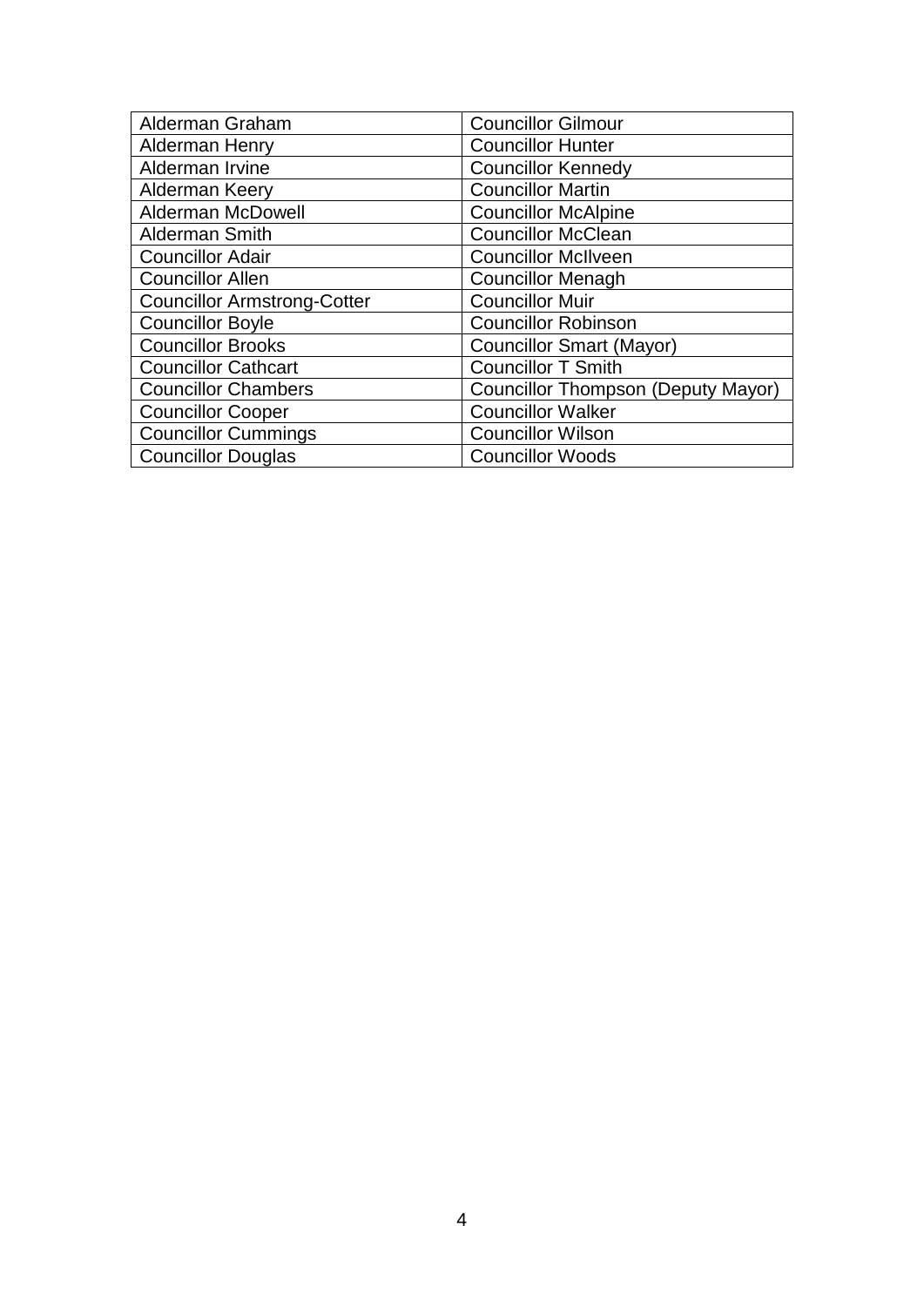| | |
|---|---|
| Alderman Graham | Councillor Gilmour |
| Alderman Henry | Councillor Hunter |
| Alderman Irvine | Councillor Kennedy |
| Alderman Keery | Councillor Martin |
| Alderman McDowell | Councillor McAlpine |
| Alderman Smith | Councillor McClean |
| Councillor Adair | Councillor McIlveen |
| Councillor Allen | Councillor Menagh |
| Councillor Armstrong-Cotter | Councillor Muir |
| Councillor Boyle | Councillor Robinson |
| Councillor Brooks | Councillor Smart (Mayor) |
| Councillor Cathcart | Councillor T Smith |
| Councillor Chambers | Councillor Thompson (Deputy Mayor) |
| Councillor Cooper | Councillor Walker |
| Councillor Cummings | Councillor Wilson |
| Councillor Douglas | Councillor Woods |